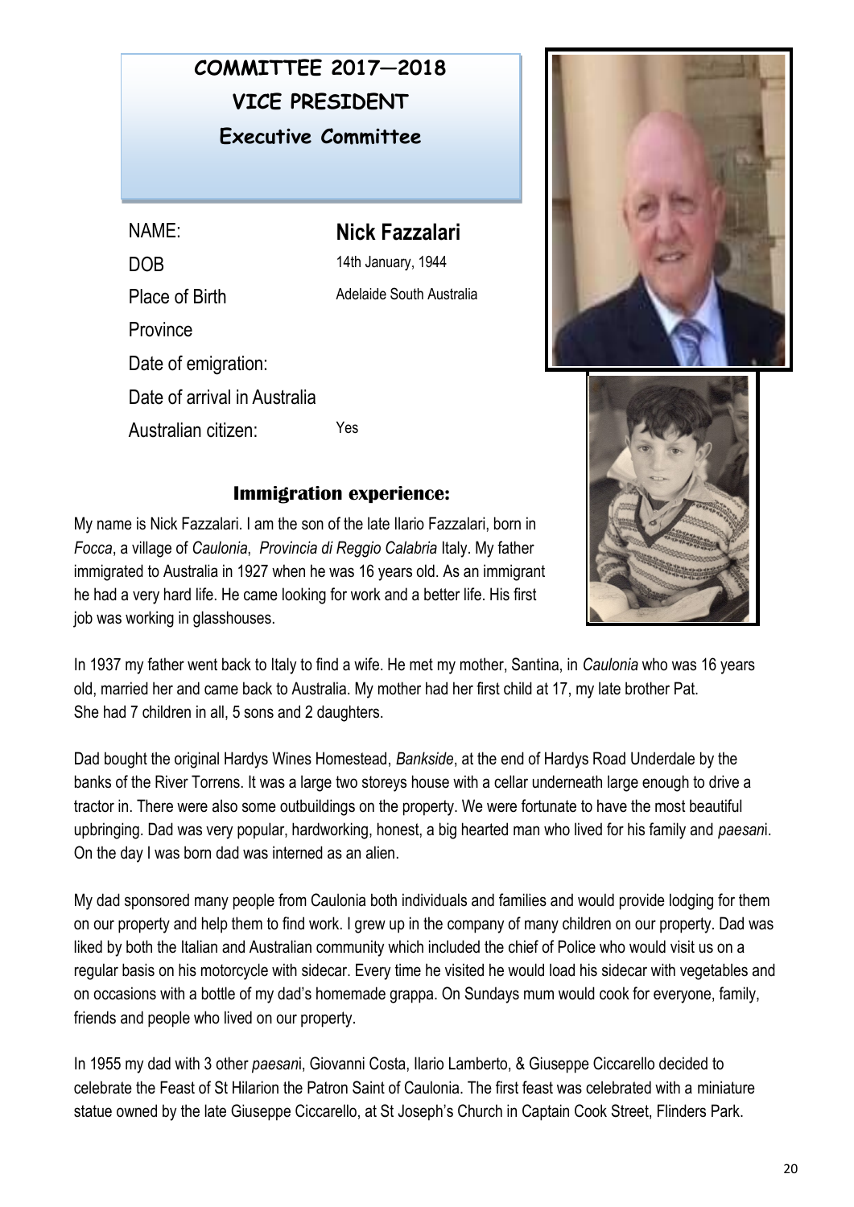## COMMITTEE 2017—2018

### VICE PRESIDENT

### Executive Committee

| | |
|---|---|
| NAME: | **Nick Fazzalari** |
| DOB | 14th January, 1944 |
| Place of Birth | Adelaide South Australia |
| Province | |
| Date of emigration: | |
| Date of arrival in Australia | |
| Australian citizen: | Yes |

### Immigration experience:

My name is Nick Fazzalari. I am the son of the late Ilario Fazzalari, born in *Focca*, a village of *Caulonia*, *Provincia di Reggio Calabria* Italy. My father immigrated to Australia in 1927 when he was 16 years old. As an immigrant he had a very hard life. He came looking for work and a better life. His first job was working in glasshouses.

In 1937 my father went back to Italy to find a wife. He met my mother, Santina, in *Caulonia* who was 16 years old, married her and came back to Australia. My mother had her first child at 17, my late brother Pat. She had 7 children in all, 5 sons and 2 daughters.

Dad bought the original Hardys Wines Homestead, *Bankside*, at the end of Hardys Road Underdale by the banks of the River Torrens. It was a large two storeys house with a cellar underneath large enough to drive a tractor in. There were also some outbuildings on the property. We were fortunate to have the most beautiful upbringing. Dad was very popular, hardworking, honest, a big hearted man who lived for his family and *paesan*i. On the day I was born dad was interned as an alien.

My dad sponsored many people from Caulonia both individuals and families and would provide lodging for them on our property and help them to find work. I grew up in the company of many children on our property. Dad was liked by both the Italian and Australian community which included the chief of Police who would visit us on a regular basis on his motorcycle with sidecar. Every time he visited he would load his sidecar with vegetables and on occasions with a bottle of my dad's homemade grappa. On Sundays mum would cook for everyone, family, friends and people who lived on our property.

In 1955 my dad with 3 other *paesan*i, Giovanni Costa, Ilario Lamberto, & Giuseppe Ciccarello decided to celebrate the Feast of St Hilarion the Patron Saint of Caulonia. The first feast was celebrated with a miniature statue owned by the late Giuseppe Ciccarello, at St Joseph's Church in Captain Cook Street, Flinders Park.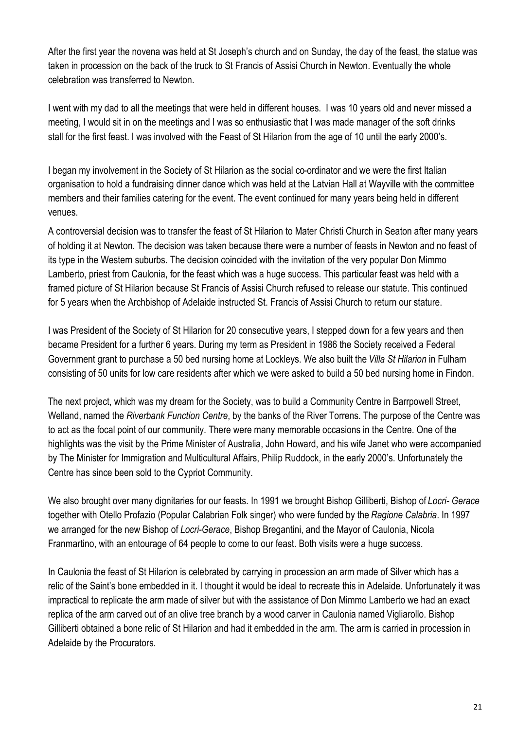After the first year the novena was held at St Joseph's church and on Sunday, the day of the feast, the statue was taken in procession on the back of the truck to St Francis of Assisi Church in Newton. Eventually the whole celebration was transferred to Newton.

I went with my dad to all the meetings that were held in different houses. I was 10 years old and never missed a meeting, I would sit in on the meetings and I was so enthusiastic that I was made manager of the soft drinks stall for the first feast. I was involved with the Feast of St Hilarion from the age of 10 until the early 2000's.

I began my involvement in the Society of St Hilarion as the social co-ordinator and we were the first Italian organisation to hold a fundraising dinner dance which was held at the Latvian Hall at Wayville with the committee members and their families catering for the event. The event continued for many years being held in different venues.

A controversial decision was to transfer the feast of St Hilarion to Mater Christi Church in Seaton after many years of holding it at Newton. The decision was taken because there were a number of feasts in Newton and no feast of its type in the Western suburbs. The decision coincided with the invitation of the very popular Don Mimmo Lamberto, priest from Caulonia, for the feast which was a huge success. This particular feast was held with a framed picture of St Hilarion because St Francis of Assisi Church refused to release our statute. This continued for 5 years when the Archbishop of Adelaide instructed St. Francis of Assisi Church to return our stature.

I was President of the Society of St Hilarion for 20 consecutive years, I stepped down for a few years and then became President for a further 6 years. During my term as President in 1986 the Society received a Federal Government grant to purchase a 50 bed nursing home at Lockleys. We also built the *Villa St Hilarion* in Fulham consisting of 50 units for low care residents after which we were asked to build a 50 bed nursing home in Findon.

The next project, which was my dream for the Society, was to build a Community Centre in Barrpowell Street, Welland, named the *Riverbank Function Centre*, by the banks of the River Torrens. The purpose of the Centre was to act as the focal point of our community. There were many memorable occasions in the Centre. One of the highlights was the visit by the Prime Minister of Australia, John Howard, and his wife Janet who were accompanied by The Minister for Immigration and Multicultural Affairs, Philip Ruddock, in the early 2000's. Unfortunately the Centre has since been sold to the Cypriot Community.

We also brought over many dignitaries for our feasts. In 1991 we brought Bishop Gilliberti, Bishop of *Locri- Gerace* together with Otello Profazio (Popular Calabrian Folk singer) who were funded by the *Ragione Calabria*. In 1997 we arranged for the new Bishop of *Locri-Gerace*, Bishop Bregantini, and the Mayor of Caulonia, Nicola Franmartino, with an entourage of 64 people to come to our feast. Both visits were a huge success.

In Caulonia the feast of St Hilarion is celebrated by carrying in procession an arm made of Silver which has a relic of the Saint's bone embedded in it. I thought it would be ideal to recreate this in Adelaide. Unfortunately it was impractical to replicate the arm made of silver but with the assistance of Don Mimmo Lamberto we had an exact replica of the arm carved out of an olive tree branch by a wood carver in Caulonia named Vigliarollo. Bishop Gilliberti obtained a bone relic of St Hilarion and had it embedded in the arm. The arm is carried in procession in Adelaide by the Procurators.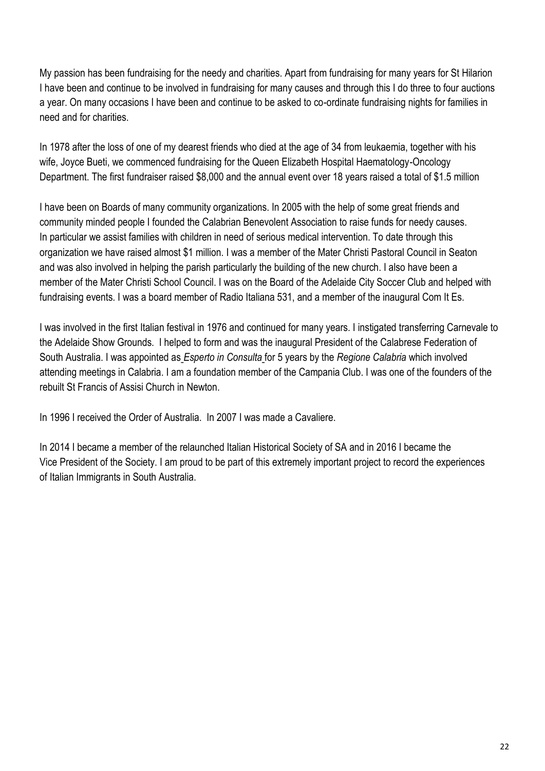My passion has been fundraising for the needy and charities. Apart from fundraising for many years for St Hilarion I have been and continue to be involved in fundraising for many causes and through this I do three to four auctions a year. On many occasions I have been and continue to be asked to co-ordinate fundraising nights for families in need and for charities.

In 1978 after the loss of one of my dearest friends who died at the age of 34 from leukaemia, together with his wife, Joyce Bueti, we commenced fundraising for the Queen Elizabeth Hospital Haematology-Oncology Department. The first fundraiser raised $8,000 and the annual event over 18 years raised a total of $1.5 million

I have been on Boards of many community organizations. In 2005 with the help of some great friends and community minded people I founded the Calabrian Benevolent Association to raise funds for needy causes. In particular we assist families with children in need of serious medical intervention. To date through this organization we have raised almost $1 million. I was a member of the Mater Christi Pastoral Council in Seaton and was also involved in helping the parish particularly the building of the new church. I also have been a member of the Mater Christi School Council. I was on the Board of the Adelaide City Soccer Club and helped with fundraising events. I was a board member of Radio Italiana 531, and a member of the inaugural Com It Es.

I was involved in the first Italian festival in 1976 and continued for many years. I instigated transferring Carnevale to the Adelaide Show Grounds. I helped to form and was the inaugural President of the Calabrese Federation of South Australia. I was appointed as *Esperto in Consulta* for 5 years by the *Regione Calabria* which involved attending meetings in Calabria. I am a foundation member of the Campania Club. I was one of the founders of the rebuilt St Francis of Assisi Church in Newton.

In 1996 I received the Order of Australia. In 2007 I was made a Cavaliere.

In 2014 I became a member of the relaunched Italian Historical Society of SA and in 2016 I became the Vice President of the Society. I am proud to be part of this extremely important project to record the experiences of Italian Immigrants in South Australia.